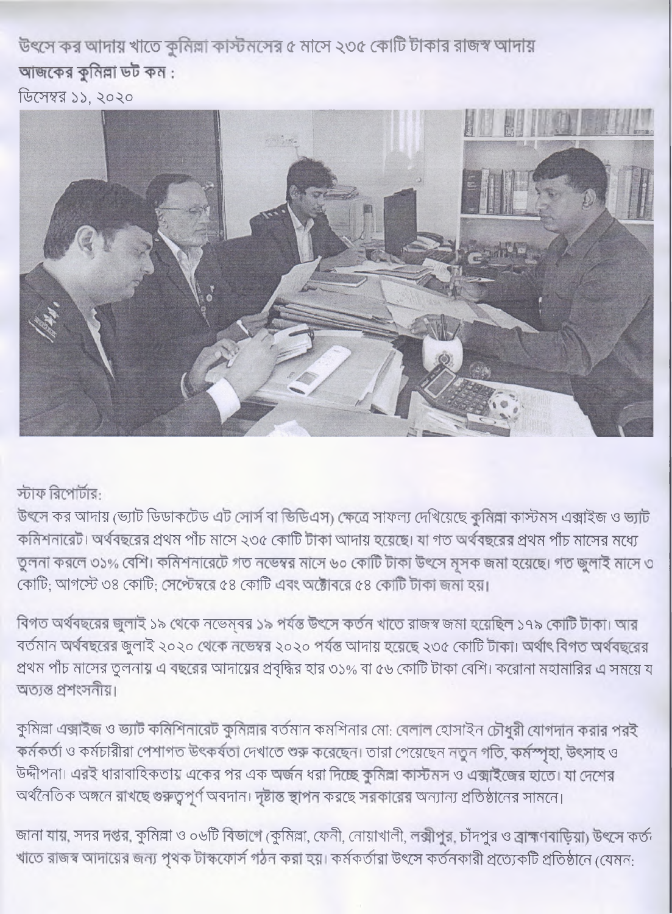# উৎসে কর আদায় খাতে কুমিল্লা কাস্টমসের ৫ মাসে ২৩৫ কোটি টাকার রাজস্ব আদায়

**আজকের কুমিল্লা ডট কম :**

ডিসেম্বর ১১, ২০২০

স্টাফ রিপোর্টার:

উৎসে কর আদায় (ভ্যাট ডিডাকটেড এট সোর্স বা ভিডিএস) ক্ষেত্রে সাফল্য দেখিয়েছে কুমিল্লা কাস্টমস এক্সাইজ ও ভ্যাট কমিশনারেট। অর্থবছরের প্রথম পাঁচ মাসে ২৩৫ কোটি টাকা আদায় হয়েছে। যা গত অর্থবছরের প্রথম পাঁচ মাসের মধ্যে তুলনা করলে ৩১% বেশি। কমিশনারেটে গত নভেম্বর মাসে ৬০ কোটি টাকা উৎসে মূসক জমা হয়েছে। গত জুলাই মাসে ৩ কোটি; আগস্টে ৩৪ কোটি; সেপ্টেম্বরে ৫৪ কোটি এবং অক্টোবরে ৫৪ কোটি টাকা জমা হয়।

বিগত অর্থবছরের জুলাই ১৯ থেকে নভেম্বর ১৯ পর্যন্ত উৎসে কর্তন খাতে রাজস্ব জমা হয়েছিল ১৭৯ কোটি টাকা। আর বর্তমান অর্থবছরের জুলাই ২০২০ থেকে নভেম্বর ২০২০ পর্যন্ত আদায় হয়েছে ২৩৫ কোটি টাকা। অর্থাৎ বিগত অর্থবছরের প্রথম পাঁচ মাসের তুলনায় এ বছরের আদায়ের প্রবৃদ্ধির হার ৩১% বা ৫৬ কোটি টাকা বেশি। করোনা মহামারির এ সময়ে য অত্যন্ত প্রশংসনীয়।

কুমিল্লা এক্সাইজ ও ভ্যাট কমিশিনারেট কুমিল্লার বর্তমান কমশিনার মো: বেলাল হোসাইন চৌধুরী যোগদান করার পরই কর্মকর্তা ও কর্মচারীরা পেশাগত উৎকর্ষতা দেখাতে শুরু করেছেন। তারা পেয়েছেন নতুন গতি, কর্মস্পৃহা, উৎসাহ ও উদ্দীপনা। এরই ধারাবাহিকতায় একের পর এক অর্জন ধরা দিচ্ছে কুমিল্লা কাস্টমস ও এক্সাইজের হাতে। যা দেশের অর্থনৈতিক অঙ্গনে রাখছে গুরুত্বপূর্ণ অবদান। দৃষ্টান্ত স্থাপন করছে সরকারের অন্যান্য প্রতিষ্ঠানের সামনে।

জানা যায়, সদর দপ্তর, কুমিল্লা ও ০৬টি বিভাগে (কুমিল্লা, ফেনী, নোয়াখালী, লক্ষ্মীপুর, চাঁদপুর ও ব্রাহ্মণবাড়িয়া) উৎসে কর্তন খাতে রাজস্ব আদায়ের জন্য পৃথক টাস্কফোর্স গঠন করা হয়। কর্মকর্তারা উৎসে কর্তনকারী প্রত্যেকটি প্রতিষ্ঠানে (যেমন: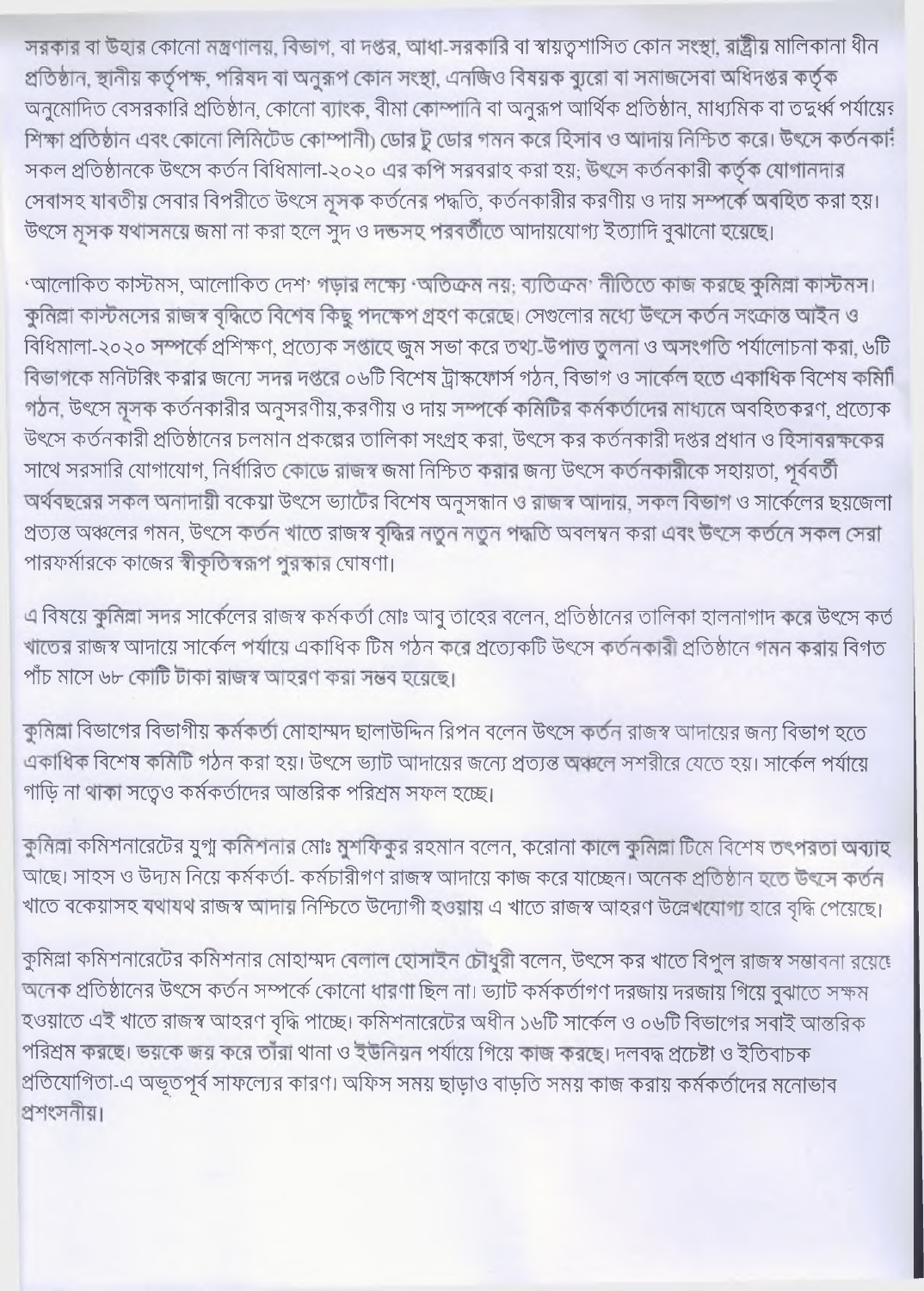সরকার বা উহার কোনো মন্ত্রণালয়, বিভাগ, বা দপ্তর, আধা-সরকারি বা স্বায়ত্বশাসিত কোন সংস্থা, রাষ্ট্রীয় মালিকানা ধীন প্রতিষ্ঠান, স্থানীয় কর্তৃপক্ষ, পরিষদ বা অনুরূপ কোন সংস্থা, এনজিও বিষয়ক ব্যুরো বা সমাজসেবা অধিদপ্তর কর্তৃক অনুমোদিত বেসরকারি প্রতিষ্ঠান, কোনো ব্যাংক, বীমা কোম্পানি বা অনুরূপ আর্থিক প্রতিষ্ঠান, মাধ্যমিক বা তদূর্ধ্ব পর্যায়ের শিক্ষা প্রতিষ্ঠান এবং কোনো লিমিটেড কোম্পানী) ডোর টু ডোর গমন করে হিসাব ও আদায় নিশ্চিত করে। উৎসে কর্তনকারী সকল প্রতিষ্ঠানকে উৎসে কর্তন বিধিমালা-২০২০ এর কপি সরবরাহ করা হয়; উৎসে কর্তনকারী কর্তৃক যোগানদার সেবাসহ যাবতীয় সেবার বিপরীতে উৎসে মূসক কর্তনের পদ্ধতি, কর্তনকারীর করণীয় ও দায় সম্পর্কে অবহিত করা হয়। উৎসে মূসক যথাসময়ে জমা না করা হলে সুদ ও দন্ডসহ পরবর্তীতে আদায়যোগ্য ইত্যাদি বুঝানো হয়েছে।

'আলোকিত কাস্টমস, আলোকিত দেশ' গড়ার লক্ষ্যে 'অতিক্রম নয়; ব্যতিক্রম' নীতিতে কাজ করছে কুমিল্লা কাস্টমস। কুমিল্লা কাস্টমসের রাজস্ব বৃদ্ধিতে বিশেষ কিছু পদক্ষেপ গ্রহণ করেছে। সেগুলোর মধ্যে উৎসে কর্তন সংক্রান্ত আইন ও বিধিমালা-২০২০ সম্পর্কে প্রশিক্ষণ, প্রত্যেক সপ্তাহে জুম সভা করে তথ্য-উপাত্ত তুলনা ও অসংগতি পর্যালোচনা করা, ৬টি বিভাগকে মনিটরিং করার জন্যে সদর দপ্তরে ০৬টি বিশেষ ট্রাস্কফোর্স গঠন, বিভাগ ও সার্কেল হতে একাধিক বিশেষ কমিটি গঠন, উৎসে মূসক কর্তনকারীর অনুসরণীয়,করণীয় ও দায় সম্পর্কে কমিটির কর্মকর্তাদের মাধ্যমে অবহিতকরণ, প্রত্যেক উৎসে কর্তনকারী প্রতিষ্ঠানের চলমান প্রকল্পের তালিকা সংগ্রহ করা, উৎসে কর কর্তনকারী দপ্তর প্রধান ও হিসাবরক্ষকের সাথে সরসারি যোগাযোগ, নির্ধারিত কোডে রাজস্ব জমা নিশ্চিত করার জন্য উৎসে কর্তনকারীকে সহায়তা, পূর্ববর্তী অর্থবছরের সকল অনাদায়ী বকেয়া উৎসে ভ্যাটের বিশেষ অনুসন্ধান ও রাজস্ব আদায়, সকল বিভাগ ও সার্কেলের ছয়জেলা প্রত্যন্ত অঞ্চলের গমন, উৎসে কর্তন খাতে রাজস্ব বৃদ্ধির নতুন নতুন পদ্ধতি অবলম্বন করা এবং উৎসে কর্তনে সকল সেরা পারফর্মারকে কাজের স্বীকৃতিস্বরূপ পুরস্কার ঘোষণা।

এ বিষয়ে কুমিল্লা সদর সার্কেলের রাজস্ব কর্মকর্তা মোঃ আবু তাহের বলেন, প্রতিষ্ঠানের তালিকা হালনাগাদ করে উৎসে কর্তন খাতের রাজস্ব আদায়ে সার্কেল পর্যায়ে একাধিক টিম গঠন করে প্রত্যেকটি উৎসে কর্তনকারী প্রতিষ্ঠানে গমন করায় বিগত পাঁচ মাসে ৬৮ কোটি টাকা রাজস্ব আহরণ করা সম্ভব হয়েছে।

কুমিল্লা বিভাগের বিভাগীয় কর্মকর্তা মোহাম্মদ ছালাউদ্দিন রিপন বলেন উৎসে কর্তন রাজস্ব আদায়ের জন্য বিভাগ হতে একাধিক বিশেষ কমিটি গঠন করা হয়। উৎসে ভ্যাট আদায়ের জন্যে প্রত্যন্ত অঞ্চলে সশরীরে যেতে হয়। সার্কেল পর্যায়ে গাড়ি না থাকা সত্বেও কর্মকর্তাদের আন্তরিক পরিশ্রম সফল হচ্ছে।

কুমিল্লা কমিশনারেটের যুগ্ম কমিশনার মোঃ মুশফিকুর রহমান বলেন, করোনা কালে কুমিল্লা টিমে বিশেষ তৎপরতা অব্যাহত আছে। সাহস ও উদ্যম নিয়ে কর্মকর্তা- কর্মচারীগণ রাজস্ব আদায়ে কাজ করে যাচ্ছেন। অনেক প্রতিষ্ঠান হতে উৎসে কর্তন খাতে বকেয়াসহ যথাযথ রাজস্ব আদায় নিশ্চিতে উদ্যোগী হওয়ায় এ খাতে রাজস্ব আহরণ উল্লেখযোগ্য হারে বৃদ্ধি পেয়েছে।

কুমিল্লা কমিশনারেটের কমিশনার মোহাম্মদ বেলাল হোসাইন চৌধুরী বলেন, উৎসে কর খাতে বিপুল রাজস্ব সম্ভাবনা রয়েছে। অনেক প্রতিষ্ঠানের উৎসে কর্তন সম্পর্কে কোনো ধারণা ছিল না। ভ্যাট কর্মকর্তাগণ দরজায় দরজায় গিয়ে বুঝাতে সক্ষম হওয়াতে এই খাতে রাজস্ব আহরণ বৃদ্ধি পাচ্ছে। কমিশনারেটের অধীন ১৬টি সার্কেল ও ০৬টি বিভাগের সবাই আন্তরিক পরিশ্রম করছে। ভয়কে জয় করে তাঁরা থানা ও ইউনিয়ন পর্যায়ে গিয়ে কাজ করছে। দলবদ্ধ প্রচেষ্টা ও ইতিবাচক প্রতিযোগিতা-এ অভূতপূর্ব সাফল্যের কারণ। অফিস সময় ছাড়াও বাড়তি সময় কাজ করায় কর্মকর্তাদের মনোভাব প্রশংসনীয়।